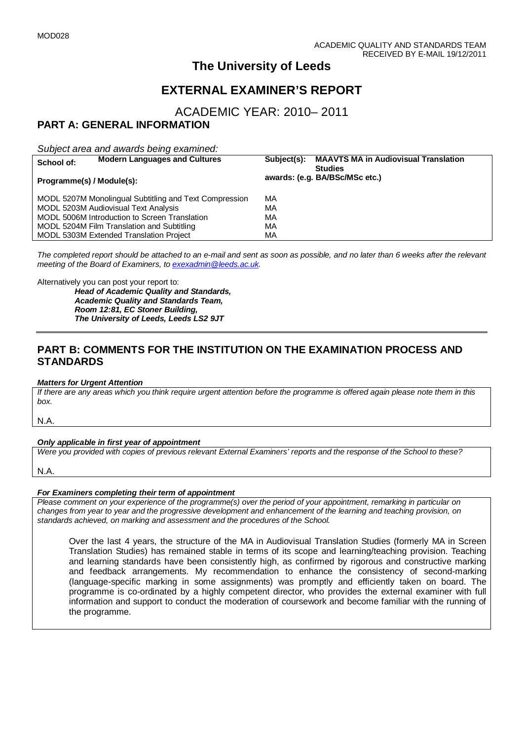MOD028

ACADEMIC QUALITY AND STANDARDS TEAM
RECEIVED BY E-MAIL 19/12/2011

# The University of Leeds

# EXTERNAL EXAMINER'S REPORT

## ACADEMIC YEAR: 2010– 2011

## PART A: GENERAL INFORMATION

*Subject area and awards being examined:*

| **School of:** Modern Languages and Cultures | **Subject(s):** MAAVTS MA in Audiovisual Translation Studies |
|---|---|
| **Programme(s) / Module(s):** | **awards: (e.g. BA/BSc/MSc etc.)** |
| MODL 5207M Monolingual Subtitling and Text Compression | MA |
| MODL 5203M Audiovisual Text Analysis | MA |
| MODL 5006M Introduction to Screen Translation | MA |
| MODL 5204M Film Translation and Subtitling | MA |
| MODL 5303M Extended Translation Project | MA |

*The completed report should be attached to an e-mail and sent as soon as possible, and no later than 6 weeks after the relevant meeting of the Board of Examiners, to exexadmin@leeds.ac.uk.*

Alternatively you can post your report to:

***Head of Academic Quality and Standards,***
***Academic Quality and Standards Team,***
***Room 12:81, EC Stoner Building,***
***The University of Leeds, Leeds LS2 9JT***

## PART B: COMMENTS FOR THE INSTITUTION ON THE EXAMINATION PROCESS AND STANDARDS

***Matters for Urgent Attention***

*If there are any areas which you think require urgent attention before the programme is offered again please note them in this box.*

N.A.

***Only applicable in first year of appointment***

*Were you provided with copies of previous relevant External Examiners' reports and the response of the School to these?*

N.A.

***For Examiners completing their term of appointment***

*Please comment on your experience of the programme(s) over the period of your appointment, remarking in particular on changes from year to year and the progressive development and enhancement of the learning and teaching provision, on standards achieved, on marking and assessment and the procedures of the School.*

Over the last 4 years, the structure of the MA in Audiovisual Translation Studies (formerly MA in Screen Translation Studies) has remained stable in terms of its scope and learning/teaching provision. Teaching and learning standards have been consistently high, as confirmed by rigorous and constructive marking and feedback arrangements. My recommendation to enhance the consistency of second-marking (language-specific marking in some assignments) was promptly and efficiently taken on board. The programme is co-ordinated by a highly competent director, who provides the external examiner with full information and support to conduct the moderation of coursework and become familiar with the running of the programme.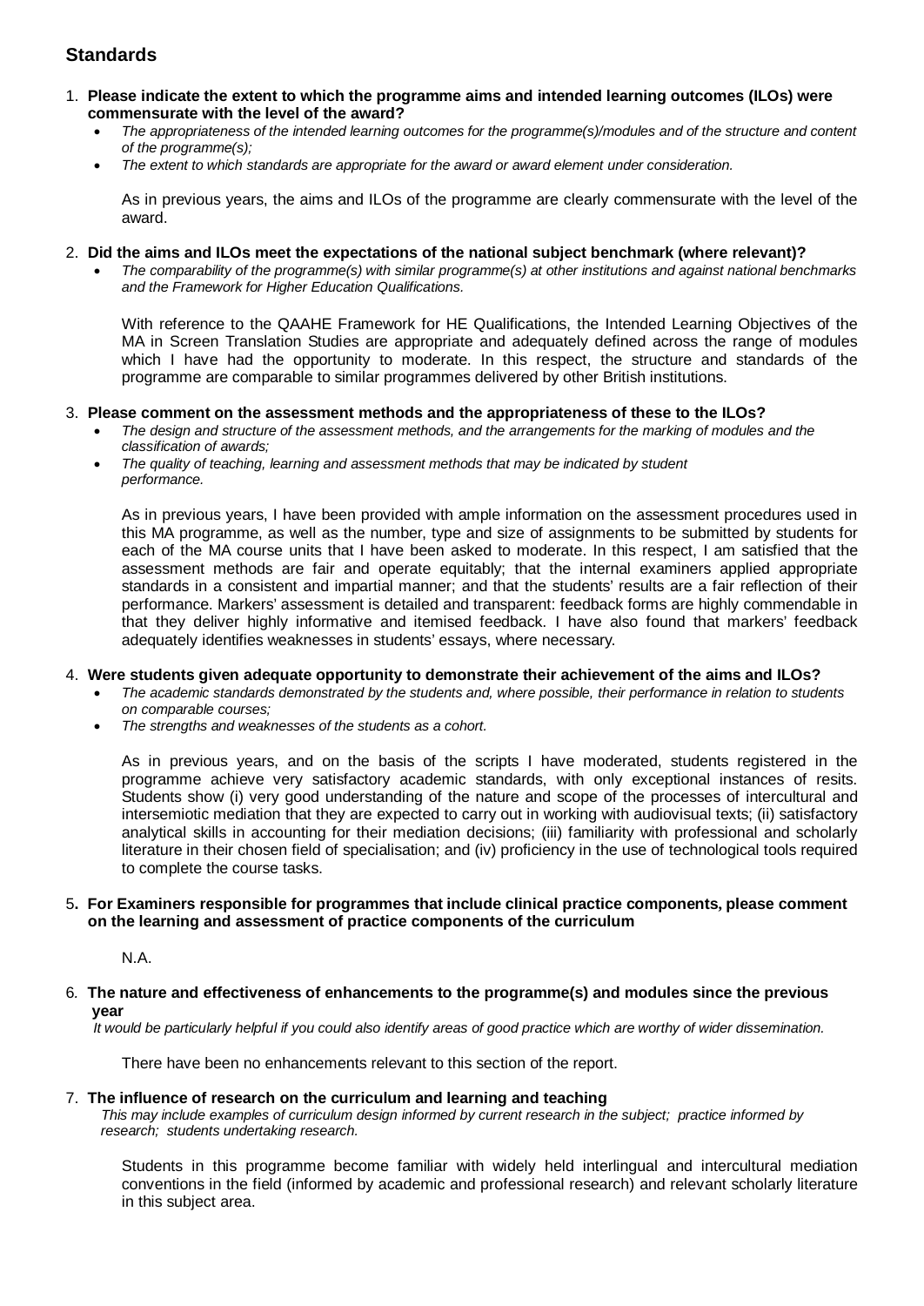## Standards

1. **Please indicate the extent to which the programme aims and intended learning outcomes (ILOs) were commensurate with the level of the award?**
   - *The appropriateness of the intended learning outcomes for the programme(s)/modules and of the structure and content of the programme(s);*
   - *The extent to which standards are appropriate for the award or award element under consideration.*

   As in previous years, the aims and ILOs of the programme are clearly commensurate with the level of the award.

2. **Did the aims and ILOs meet the expectations of the national subject benchmark (where relevant)?**
   - *The comparability of the programme(s) with similar programme(s) at other institutions and against national benchmarks and the Framework for Higher Education Qualifications.*

   With reference to the QAAHE Framework for HE Qualifications, the Intended Learning Objectives of the MA in Screen Translation Studies are appropriate and adequately defined across the range of modules which I have had the opportunity to moderate. In this respect, the structure and standards of the programme are comparable to similar programmes delivered by other British institutions.

3. **Please comment on the assessment methods and the appropriateness of these to the ILOs?**
   - *The design and structure of the assessment methods, and the arrangements for the marking of modules and the classification of awards;*
   - *The quality of teaching, learning and assessment methods that may be indicated by student performance.*

   As in previous years, I have been provided with ample information on the assessment procedures used in this MA programme, as well as the number, type and size of assignments to be submitted by students for each of the MA course units that I have been asked to moderate. In this respect, I am satisfied that the assessment methods are fair and operate equitably; that the internal examiners applied appropriate standards in a consistent and impartial manner; and that the students' results are a fair reflection of their performance. Markers' assessment is detailed and transparent: feedback forms are highly commendable in that they deliver highly informative and itemised feedback. I have also found that markers' feedback adequately identifies weaknesses in students' essays, where necessary.

4. **Were students given adequate opportunity to demonstrate their achievement of the aims and ILOs?**
   - *The academic standards demonstrated by the students and, where possible, their performance in relation to students on comparable courses;*
   - *The strengths and weaknesses of the students as a cohort.*

   As in previous years, and on the basis of the scripts I have moderated, students registered in the programme achieve very satisfactory academic standards, with only exceptional instances of resits. Students show (i) very good understanding of the nature and scope of the processes of intercultural and intersemiotic mediation that they are expected to carry out in working with audiovisual texts; (ii) satisfactory analytical skills in accounting for their mediation decisions; (iii) familiarity with professional and scholarly literature in their chosen field of specialisation; and (iv) proficiency in the use of technological tools required to complete the course tasks.

5. **For Examiners responsible for programmes that include clinical practice components, please comment on the learning and assessment of practice components of the curriculum**

   N.A.

6. **The nature and effectiveness of enhancements to the programme(s) and modules since the previous year**

   *It would be particularly helpful if you could also identify areas of good practice which are worthy of wider dissemination.*

   There have been no enhancements relevant to this section of the report.

7. **The influence of research on the curriculum and learning and teaching**

   *This may include examples of curriculum design informed by current research in the subject; practice informed by research; students undertaking research.*

   Students in this programme become familiar with widely held interlingual and intercultural mediation conventions in the field (informed by academic and professional research) and relevant scholarly literature in this subject area.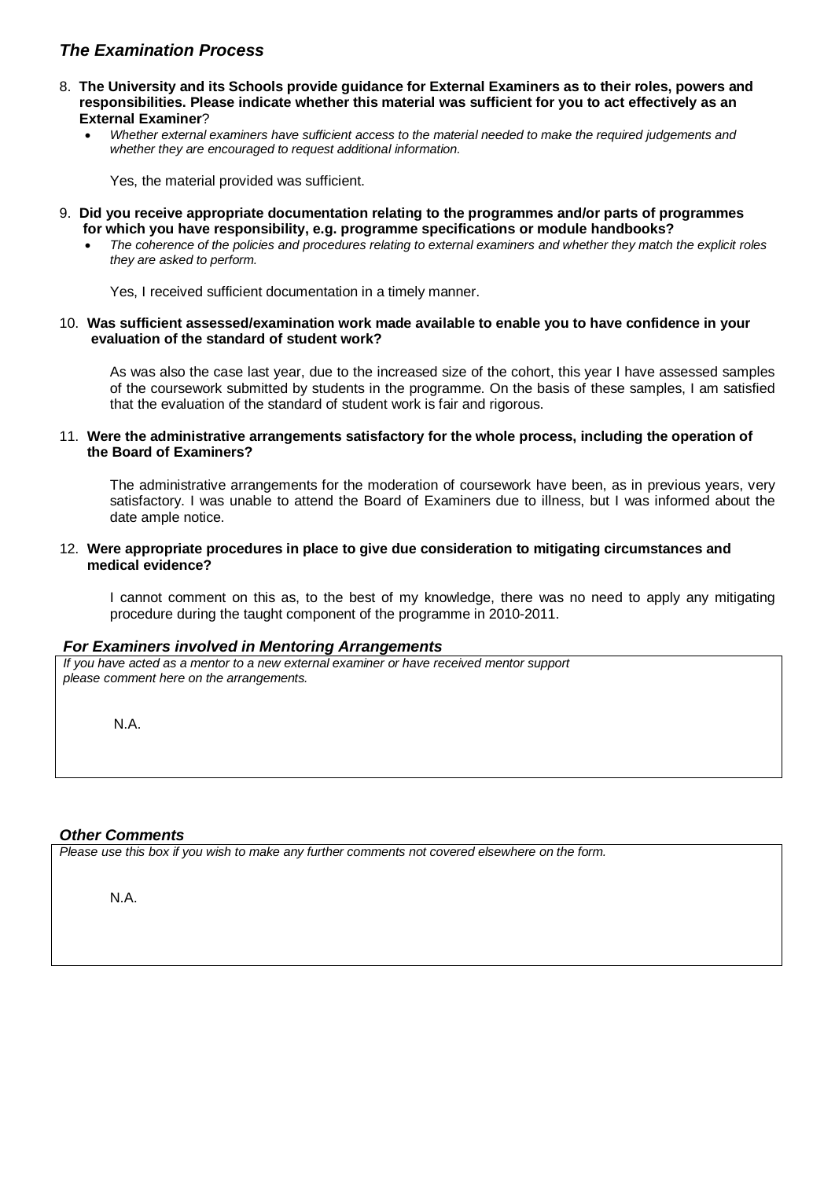## *The Examination Process*

8. **The University and its Schools provide guidance for External Examiners as to their roles, powers and responsibilities. Please indicate whether this material was sufficient for you to act effectively as an External Examiner**?
   - *Whether external examiners have sufficient access to the material needed to make the required judgements and whether they are encouraged to request additional information.*

   Yes, the material provided was sufficient.

9. **Did you receive appropriate documentation relating to the programmes and/or parts of programmes for which you have responsibility, e.g. programme specifications or module handbooks?**
   - *The coherence of the policies and procedures relating to external examiners and whether they match the explicit roles they are asked to perform.*

   Yes, I received sufficient documentation in a timely manner.

10. **Was sufficient assessed/examination work made available to enable you to have confidence in your evaluation of the standard of student work?**

    As was also the case last year, due to the increased size of the cohort, this year I have assessed samples of the coursework submitted by students in the programme. On the basis of these samples, I am satisfied that the evaluation of the standard of student work is fair and rigorous.

11. **Were the administrative arrangements satisfactory for the whole process, including the operation of the Board of Examiners?**

    The administrative arrangements for the moderation of coursework have been, as in previous years, very satisfactory. I was unable to attend the Board of Examiners due to illness, but I was informed about the date ample notice.

12. **Were appropriate procedures in place to give due consideration to mitigating circumstances and medical evidence?**

    I cannot comment on this as, to the best of my knowledge, there was no need to apply any mitigating procedure during the taught component of the programme in 2010-2011.

### *For Examiners involved in Mentoring Arrangements*

*If you have acted as a mentor to a new external examiner or have received mentor support please comment here on the arrangements.*

N.A.

### *Other Comments*

*Please use this box if you wish to make any further comments not covered elsewhere on the form.*

N.A.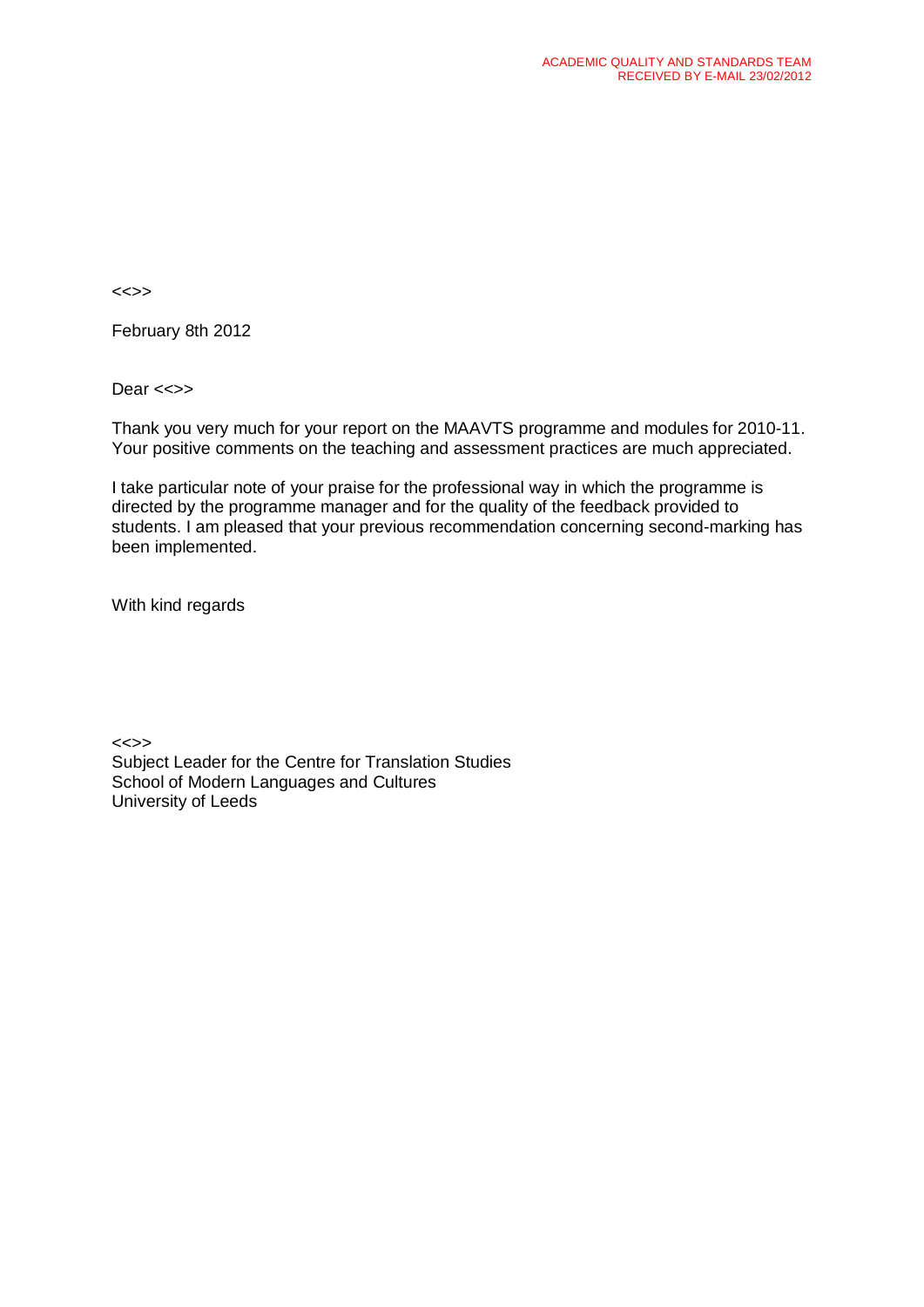ACADEMIC QUALITY AND STANDARDS TEAM
RECEIVED BY E-MAIL 23/02/2012

<<>>

February 8th 2012

Dear <<>>

Thank you very much for your report on the MAAVTS programme and modules for 2010-11. Your positive comments on the teaching and assessment practices are much appreciated.

I take particular note of your praise for the professional way in which the programme is directed by the programme manager and for the quality of the feedback provided to students. I am pleased that your previous recommendation concerning second-marking has been implemented.

With kind regards

<<>>
Subject Leader for the Centre for Translation Studies
School of Modern Languages and Cultures
University of Leeds